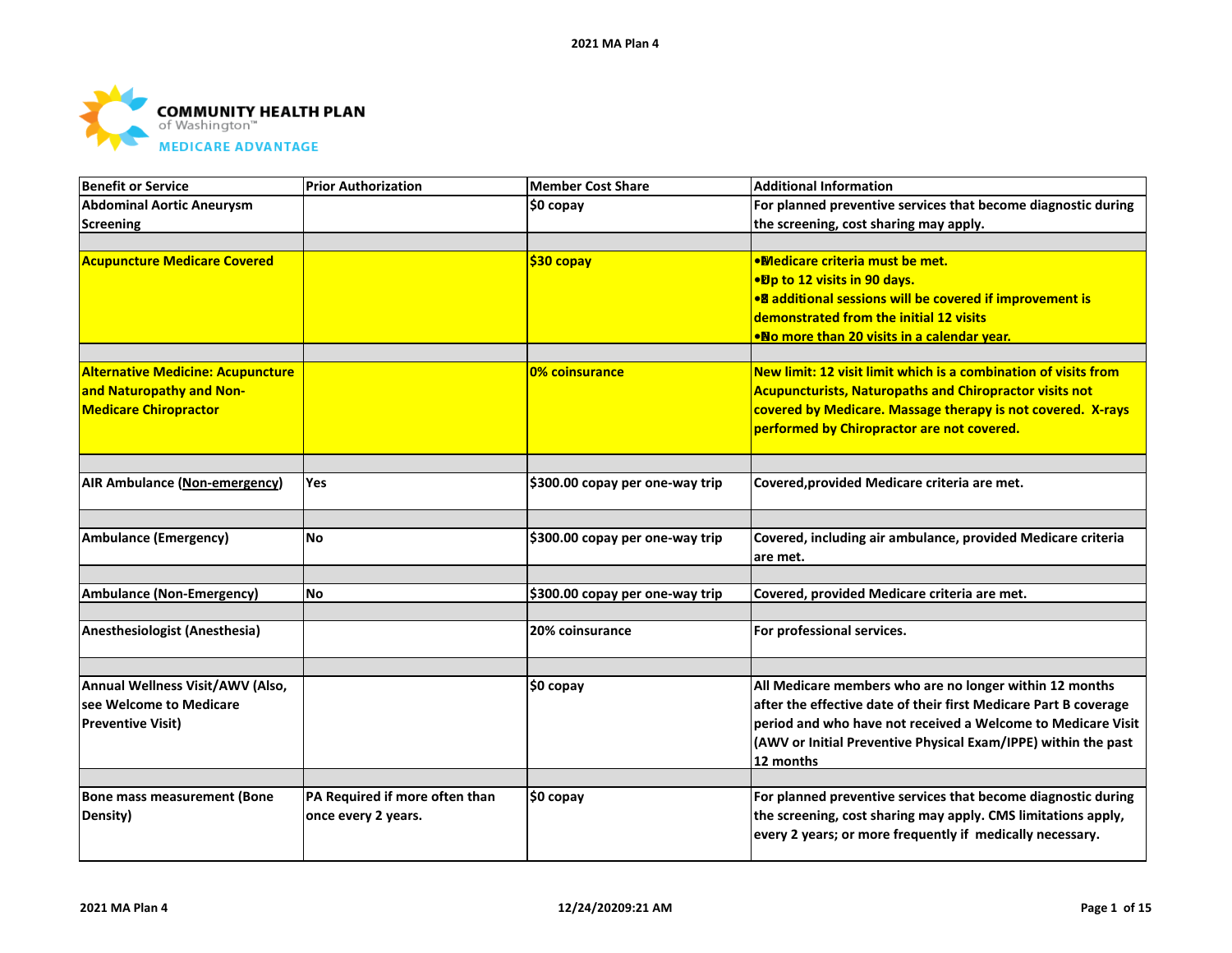COMMUNITY HEALTH PLAN of Washington™ MEDICARE ADVANTAGE

| Benefit or Service | Prior Authorization | Member Cost Share | Additional Information |
|---|---|---|---|
| Abdominal Aortic Aneurysm Screening | | $0 copay | For planned preventive services that become diagnostic during the screening, cost sharing may apply. |
| | | | |
| Acupuncture Medicare Covered | | $30 copay | • Medicare criteria must be met.<br>• Up to 12 visits in 90 days.<br>• 8 additional sessions will be covered if improvement is demonstrated from the initial 12 visits<br>• No more than 20 visits in a calendar year. |
| | | | |
| Alternative Medicine: Acupuncture and Naturopathy and Non-Medicare Chiropractor | | 0% coinsurance | New limit: 12 visit limit which is a combination of visits from Acupuncturists, Naturopaths and Chiropractor visits not covered by Medicare. Massage therapy is not covered. X-rays performed by Chiropractor are not covered. |
| | | | |
| AIR Ambulance (Non-emergency) | Yes | $300.00 copay per one-way trip | Covered,provided Medicare criteria are met. |
| | | | |
| Ambulance (Emergency) | No | $300.00 copay per one-way trip | Covered, including air ambulance, provided Medicare criteria are met. |
| | | | |
| Ambulance (Non-Emergency) | No | $300.00 copay per one-way trip | Covered, provided Medicare criteria are met. |
| | | | |
| Anesthesiologist (Anesthesia) | | 20% coinsurance | For professional services. |
| | | | |
| Annual Wellness Visit/AWV (Also, see Welcome to Medicare Preventive Visit) | | $0 copay | All Medicare members who are no longer within 12 months after the effective date of their first Medicare Part B coverage period and who have not received a Welcome to Medicare Visit (AWV or Initial Preventive Physical Exam/IPPE) within the past 12 months |
| | | | |
| Bone mass measurement (Bone Density) | PA Required if more often than once every 2 years. | $0 copay | For planned preventive services that become diagnostic during the screening, cost sharing may apply. CMS limitations apply, every 2 years; or more frequently if medically necessary. |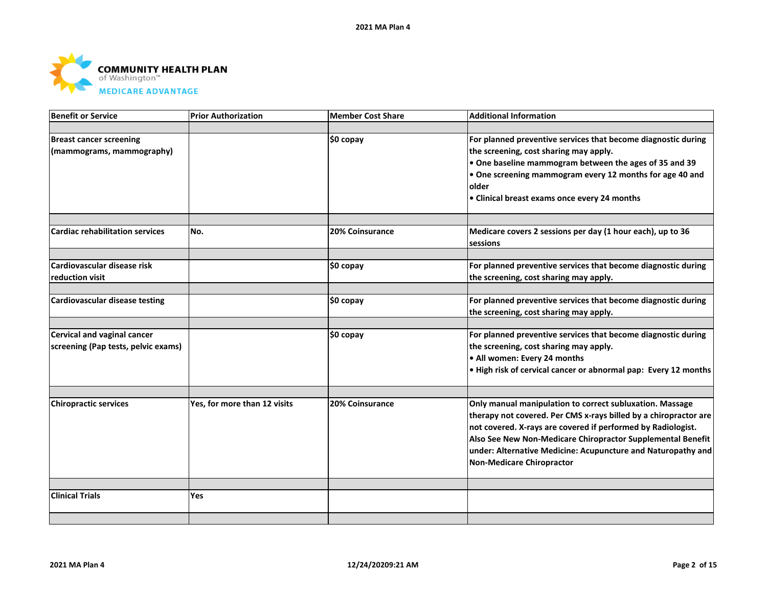COMMUNITY HEALTH PLAN of Washington™ MEDICARE ADVANTAGE

| Benefit or Service | Prior Authorization | Member Cost Share | Additional Information |
|---|---|---|---|
| Breast cancer screening (mammograms, mammography) | | $0 copay | For planned preventive services that become diagnostic during the screening, cost sharing may apply.<br>• One baseline mammogram between the ages of 35 and 39<br>• One screening mammogram every 12 months for age 40 and older<br>• Clinical breast exams once every 24 months |
| Cardiac rehabilitation services | No. | 20% Coinsurance | Medicare covers 2 sessions per day (1 hour each), up to 36 sessions |
| Cardiovascular disease risk reduction visit | | $0 copay | For planned preventive services that become diagnostic during the screening, cost sharing may apply. |
| Cardiovascular disease testing | | $0 copay | For planned preventive services that become diagnostic during the screening, cost sharing may apply. |
| Cervical and vaginal cancer screening (Pap tests, pelvic exams) | | $0 copay | For planned preventive services that become diagnostic during the screening, cost sharing may apply.<br>• All women: Every 24 months<br>• High risk of cervical cancer or abnormal pap: Every 12 months |
| Chiropractic services | Yes, for more than 12 visits | 20% Coinsurance | Only manual manipulation to correct subluxation. Massage therapy not covered. Per CMS x-rays billed by a chiropractor are not covered. X-rays are covered if performed by Radiologist. Also See New Non-Medicare Chiropractor Supplemental Benefit under: Alternative Medicine: Acupuncture and Naturopathy and Non-Medicare Chiropractor |
| Clinical Trials | Yes | | |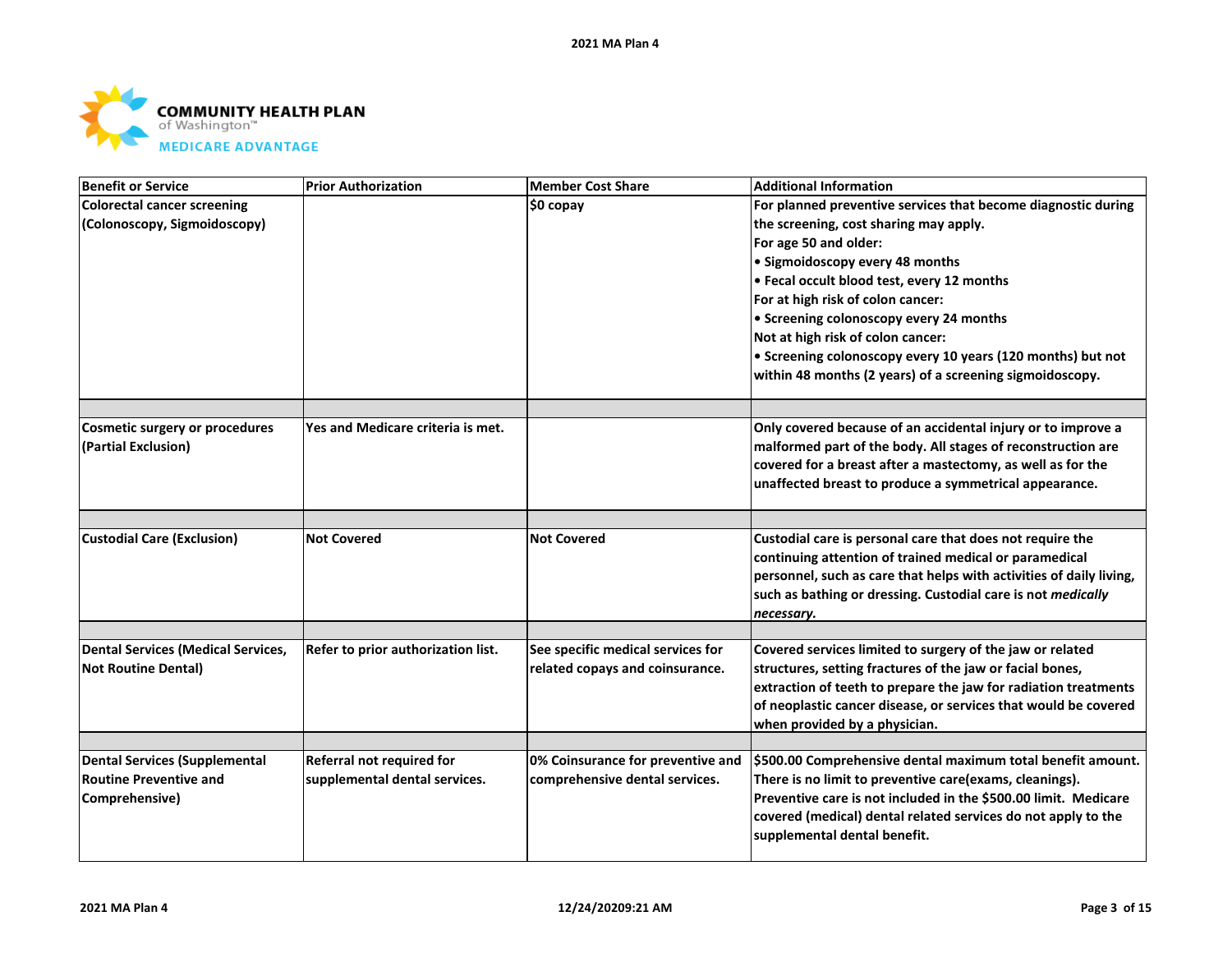| Benefit or Service | Prior Authorization | Member Cost Share | Additional Information |
|---|---|---|---|
| Colorectal cancer screening (Colonoscopy, Sigmoidoscopy) | | $0 copay | For planned preventive services that become diagnostic during the screening, cost sharing may apply.<br>For age 50 and older:<br>• Sigmoidoscopy every 48 months<br>• Fecal occult blood test, every 12 months<br>For at high risk of colon cancer:<br>• Screening colonoscopy every 24 months<br>Not at high risk of colon cancer:<br>• Screening colonoscopy every 10 years (120 months) but not within 48 months (2 years) of a screening sigmoidoscopy. |
| | | | |
| Cosmetic surgery or procedures (Partial Exclusion) | Yes and Medicare criteria is met. | | Only covered because of an accidental injury or to improve a malformed part of the body. All stages of reconstruction are covered for a breast after a mastectomy, as well as for the unaffected breast to produce a symmetrical appearance. |
| | | | |
| Custodial Care (Exclusion) | Not Covered | Not Covered | Custodial care is personal care that does not require the continuing attention of trained medical or paramedical personnel, such as care that helps with activities of daily living, such as bathing or dressing. Custodial care is not *medically necessary.* |
| | | | |
| Dental Services (Medical Services, Not Routine Dental) | Refer to prior authorization list. | See specific medical services for related copays and coinsurance. | Covered services limited to surgery of the jaw or related structures, setting fractures of the jaw or facial bones, extraction of teeth to prepare the jaw for radiation treatments of neoplastic cancer disease, or services that would be covered when provided by a physician. |
| | | | |
| Dental Services (Supplemental Routine Preventive and Comprehensive) | Referral not required for supplemental dental services. | 0% Coinsurance for preventive and comprehensive dental services. | $500.00 Comprehensive dental maximum total benefit amount. There is no limit to preventive care(exams, cleanings). Preventive care is not included in the $500.00 limit. Medicare covered (medical) dental related services do not apply to the supplemental dental benefit. |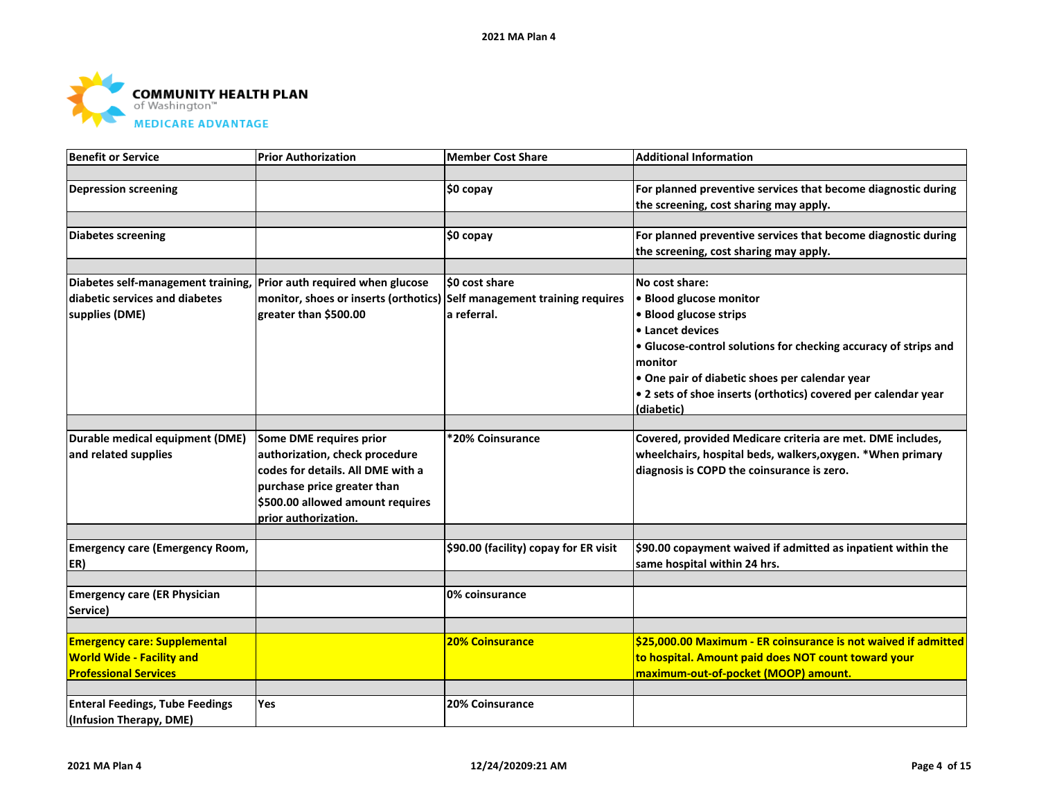| Benefit or Service | Prior Authorization | Member Cost Share | Additional Information |
|---|---|---|---|
| Depression screening | | $0 copay | For planned preventive services that become diagnostic during the screening, cost sharing may apply. |
| Diabetes screening | | $0 copay | For planned preventive services that become diagnostic during the screening, cost sharing may apply. |
| Diabetes self-management training, diabetic services and diabetes supplies (DME) | Prior auth required when glucose monitor, shoes or inserts (orthotics) greater than $500.00 | $0 cost share<br>Self management training requires a referral. | No cost share:<br>• Blood glucose monitor<br>• Blood glucose strips<br>• Lancet devices<br>• Glucose-control solutions for checking accuracy of strips and monitor<br>• One pair of diabetic shoes per calendar year<br>• 2 sets of shoe inserts (orthotics) covered per calendar year (diabetic) |
| Durable medical equipment (DME) and related supplies | Some DME requires prior authorization, check procedure codes for details. All DME with a purchase price greater than $500.00 allowed amount requires prior authorization. | *20% Coinsurance | Covered, provided Medicare criteria are met. DME includes, wheelchairs, hospital beds, walkers,oxygen. *When primary diagnosis is COPD the coinsurance is zero. |
| Emergency care (Emergency Room, ER) | | $90.00 (facility) copay for ER visit | $90.00 copayment waived if admitted as inpatient within the same hospital within 24 hrs. |
| Emergency care (ER Physician Service) | | 0% coinsurance | |
| Emergency care: Supplemental World Wide - Facility and Professional Services | | 20% Coinsurance | $25,000.00 Maximum - ER coinsurance is not waived if admitted to hospital. Amount paid does NOT count toward your maximum-out-of-pocket (MOOP) amount. |
| Enteral Feedings, Tube Feedings (Infusion Therapy, DME) | Yes | 20% Coinsurance | |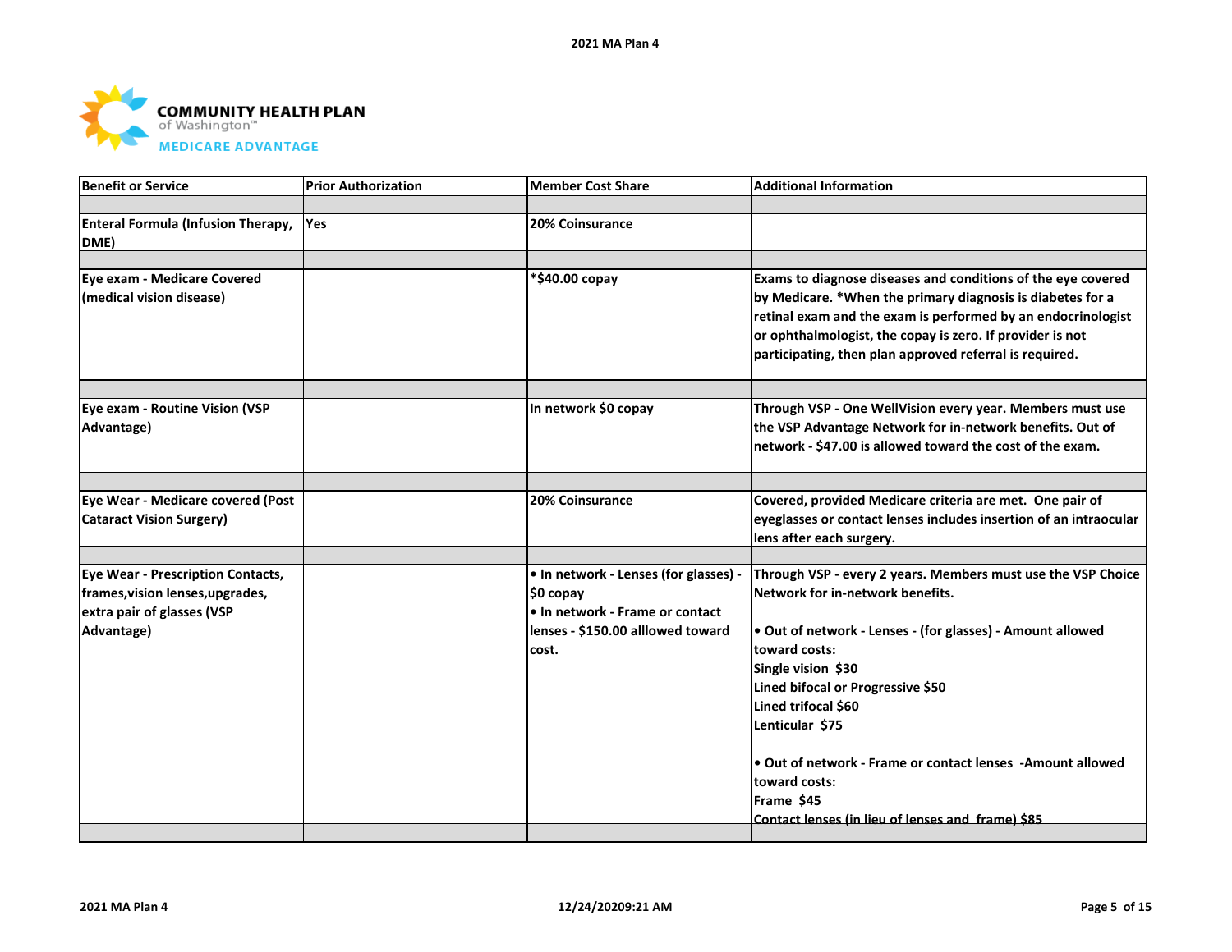**COMMUNITY HEALTH PLAN** of Washington™
**MEDICARE ADVANTAGE**

| Benefit or Service | Prior Authorization | Member Cost Share | Additional Information |
|---|---|---|---|
| | | | |
| Enteral Formula (Infusion Therapy, DME) | Yes | 20% Coinsurance | |
| | | | |
| Eye exam - Medicare Covered (medical vision disease) | | *$40.00 copay | Exams to diagnose diseases and conditions of the eye covered by Medicare. *When the primary diagnosis is diabetes for a retinal exam and the exam is performed by an endocrinologist or ophthalmologist, the copay is zero. If provider is not participating, then plan approved referral is required. |
| | | | |
| Eye exam - Routine Vision (VSP Advantage) | | In network $0 copay | Through VSP - One WellVision every year. Members must use the VSP Advantage Network for in-network benefits. Out of network - $47.00 is allowed toward the cost of the exam. |
| | | | |
| Eye Wear - Medicare covered (Post Cataract Vision Surgery) | | 20% Coinsurance | Covered, provided Medicare criteria are met. One pair of eyeglasses or contact lenses includes insertion of an intraocular lens after each surgery. |
| | | | |
| Eye Wear - Prescription Contacts, frames,vision lenses,upgrades, extra pair of glasses (VSP Advantage) | | • In network - Lenses (for glasses) - $0 copay<br>• In network - Frame or contact lenses - $150.00 alllowed toward cost. | Through VSP - every 2 years. Members must use the VSP Choice Network for in-network benefits.<br><br>• Out of network - Lenses - (for glasses) - Amount allowed toward costs:<br>Single vision $30<br>Lined bifocal or Progressive $50<br>Lined trifocal $60<br>Lenticular $75<br><br>• Out of network - Frame or contact lenses -Amount allowed toward costs:<br>Frame $45<br>Contact lenses (in lieu of lenses and frame) $85 |
| | | | |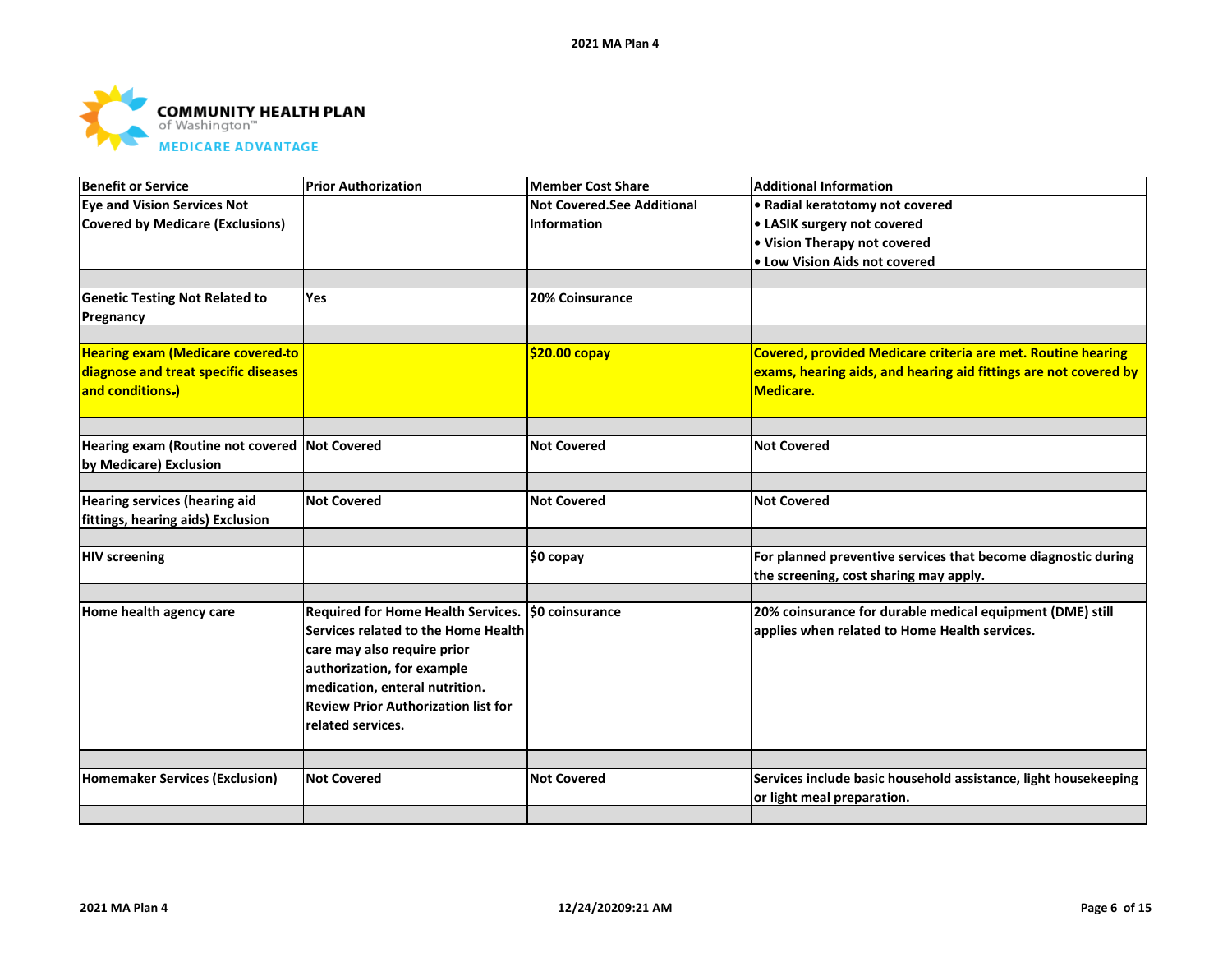COMMUNITY HEALTH PLAN
of Washington™
MEDICARE ADVANTAGE

| Benefit or Service | Prior Authorization | Member Cost Share | Additional Information |
|---|---|---|---|
| Eye and Vision Services Not Covered by Medicare (Exclusions) | | Not Covered.See Additional Information | • Radial keratotomy not covered<br>• LASIK surgery not covered<br>• Vision Therapy not covered<br>• Low Vision Aids not covered |
| | | | |
| Genetic Testing Not Related to Pregnancy | Yes | 20% Coinsurance | |
| | | | |
| Hearing exam (Medicare covered-to diagnose and treat specific diseases and conditions.) | | $20.00 copay | Covered, provided Medicare criteria are met. Routine hearing exams, hearing aids, and hearing aid fittings are not covered by Medicare. |
| | | | |
| Hearing exam (Routine not covered by Medicare) Exclusion | Not Covered | Not Covered | Not Covered |
| | | | |
| Hearing services (hearing aid fittings, hearing aids) Exclusion | Not Covered | Not Covered | Not Covered |
| | | | |
| HIV screening | | $0 copay | For planned preventive services that become diagnostic during the screening, cost sharing may apply. |
| | | | |
| Home health agency care | Required for Home Health Services. Services related to the Home Health care may also require prior authorization, for example medication, enteral nutrition. Review Prior Authorization list for related services. | $0 coinsurance | 20% coinsurance for durable medical equipment (DME) still applies when related to Home Health services. |
| | | | |
| Homemaker Services (Exclusion) | Not Covered | Not Covered | Services include basic household assistance, light housekeeping or light meal preparation. |
| | | | |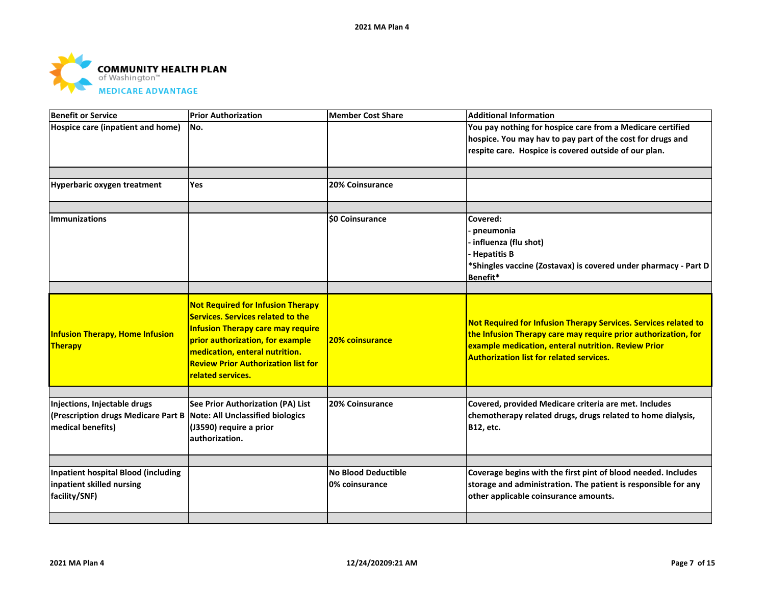**COMMUNITY HEALTH PLAN** of Washington™
**MEDICARE ADVANTAGE**

| Benefit or Service | Prior Authorization | Member Cost Share | Additional Information |
|---|---|---|---|
| Hospice care (inpatient and home) | No. | | You pay nothing for hospice care from a Medicare certified hospice. You may hav to pay part of the cost for drugs and respite care. Hospice is covered outside of our plan. |
| | | | |
| Hyperbaric oxygen treatment | Yes | 20% Coinsurance | |
| | | | |
| Immunizations | | $0 Coinsurance | Covered:<br>- pneumonia<br>- influenza (flu shot)<br>- Hepatitis B<br>*Shingles vaccine (Zostavax) is covered under pharmacy - Part D Benefit* |
| | | | |
| Infusion Therapy, Home Infusion Therapy | Not Required for Infusion Therapy Services. Services related to the Infusion Therapy care may require prior authorization, for example medication, enteral nutrition. Review Prior Authorization list for related services. | 20% coinsurance | Not Required for Infusion Therapy Services. Services related to the Infusion Therapy care may require prior authorization, for example medication, enteral nutrition. Review Prior Authorization list for related services. |
| | | | |
| Injections, Injectable drugs (Prescription drugs Medicare Part B medical benefits) | See Prior Authorization (PA) List<br>Note: All Unclassified biologics (J3590) require a prior authorization. | 20% Coinsurance | Covered, provided Medicare criteria are met. Includes chemotherapy related drugs, drugs related to home dialysis, B12, etc. |
| | | | |
| Inpatient hospital Blood (including inpatient skilled nursing facility/SNF) | | No Blood Deductible<br>0% coinsurance | Coverage begins with the first pint of blood needed. Includes storage and administration. The patient is responsible for any other applicable coinsurance amounts. |
| | | | |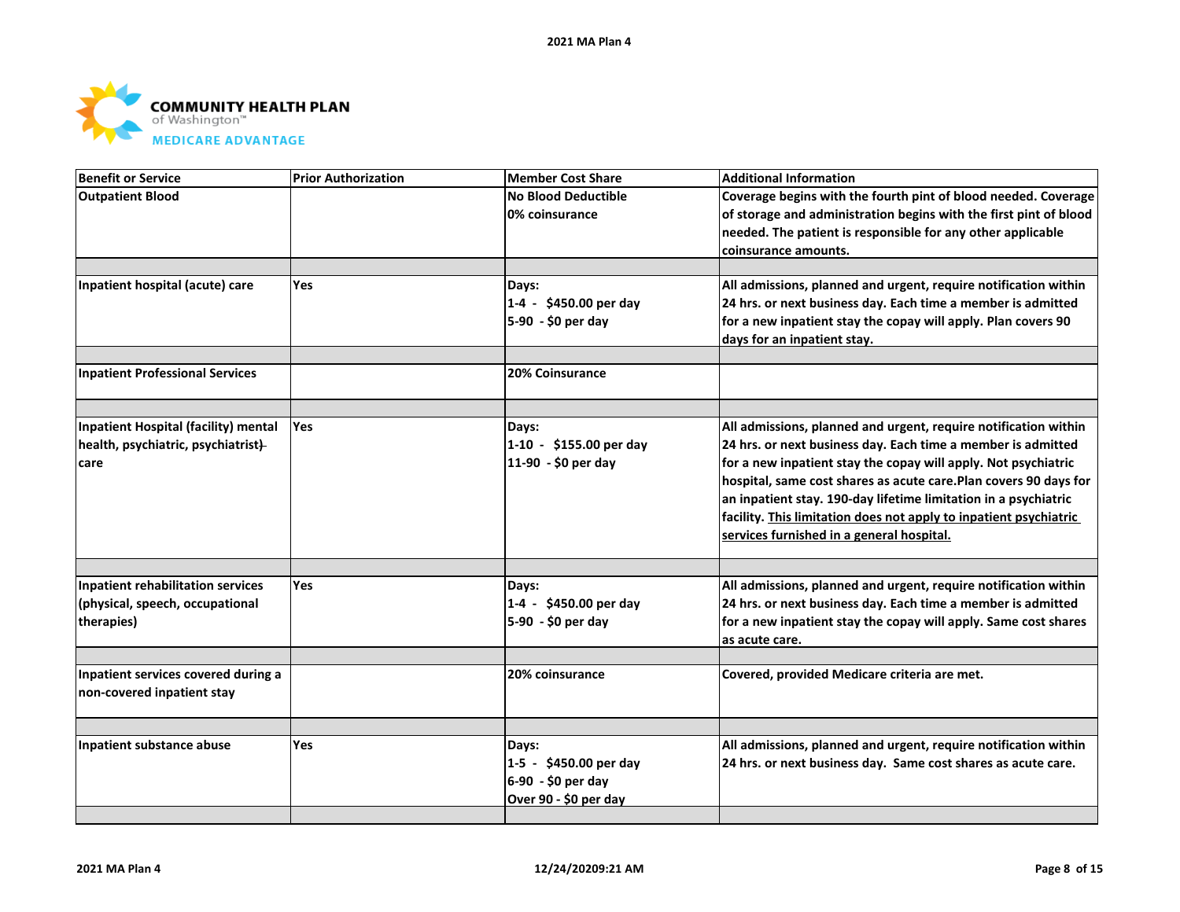| Benefit or Service | Prior Authorization | Member Cost Share | Additional Information |
|---|---|---|---|
| Outpatient Blood | | No Blood Deductible<br>0% coinsurance | Coverage begins with the fourth pint of blood needed. Coverage of storage and administration begins with the first pint of blood needed. The patient is responsible for any other applicable coinsurance amounts. |
| | | | |
| Inpatient hospital (acute) care | Yes | Days:<br>1-4 - $450.00 per day<br>5-90 - $0 per day | All admissions, planned and urgent, require notification within 24 hrs. or next business day. Each time a member is admitted for a new inpatient stay the copay will apply. Plan covers 90 days for an inpatient stay. |
| | | | |
| Inpatient Professional Services | | 20% Coinsurance | |
| | | | |
| Inpatient Hospital (facility) mental health, psychiatric, psychiatrist) care | Yes | Days:<br>1-10 - $155.00 per day<br>11-90 - $0 per day | All admissions, planned and urgent, require notification within 24 hrs. or next business day. Each time a member is admitted for a new inpatient stay the copay will apply. Not psychiatric hospital, same cost shares as acute care.Plan covers 90 days for an inpatient stay. 190-day lifetime limitation in a psychiatric facility. <u>This limitation does not apply to inpatient psychiatric services furnished in a general hospital.</u> |
| | | | |
| Inpatient rehabilitation services (physical, speech, occupational therapies) | Yes | Days:<br>1-4 - $450.00 per day<br>5-90 - $0 per day | All admissions, planned and urgent, require notification within 24 hrs. or next business day. Each time a member is admitted for a new inpatient stay the copay will apply. Same cost shares as acute care. |
| | | | |
| Inpatient services covered during a non-covered inpatient stay | | 20% coinsurance | Covered, provided Medicare criteria are met. |
| | | | |
| Inpatient substance abuse | Yes | Days:<br>1-5 - $450.00 per day<br>6-90 - $0 per day<br>Over 90 - $0 per day | All admissions, planned and urgent, require notification within 24 hrs. or next business day. Same cost shares as acute care. |
| | | | |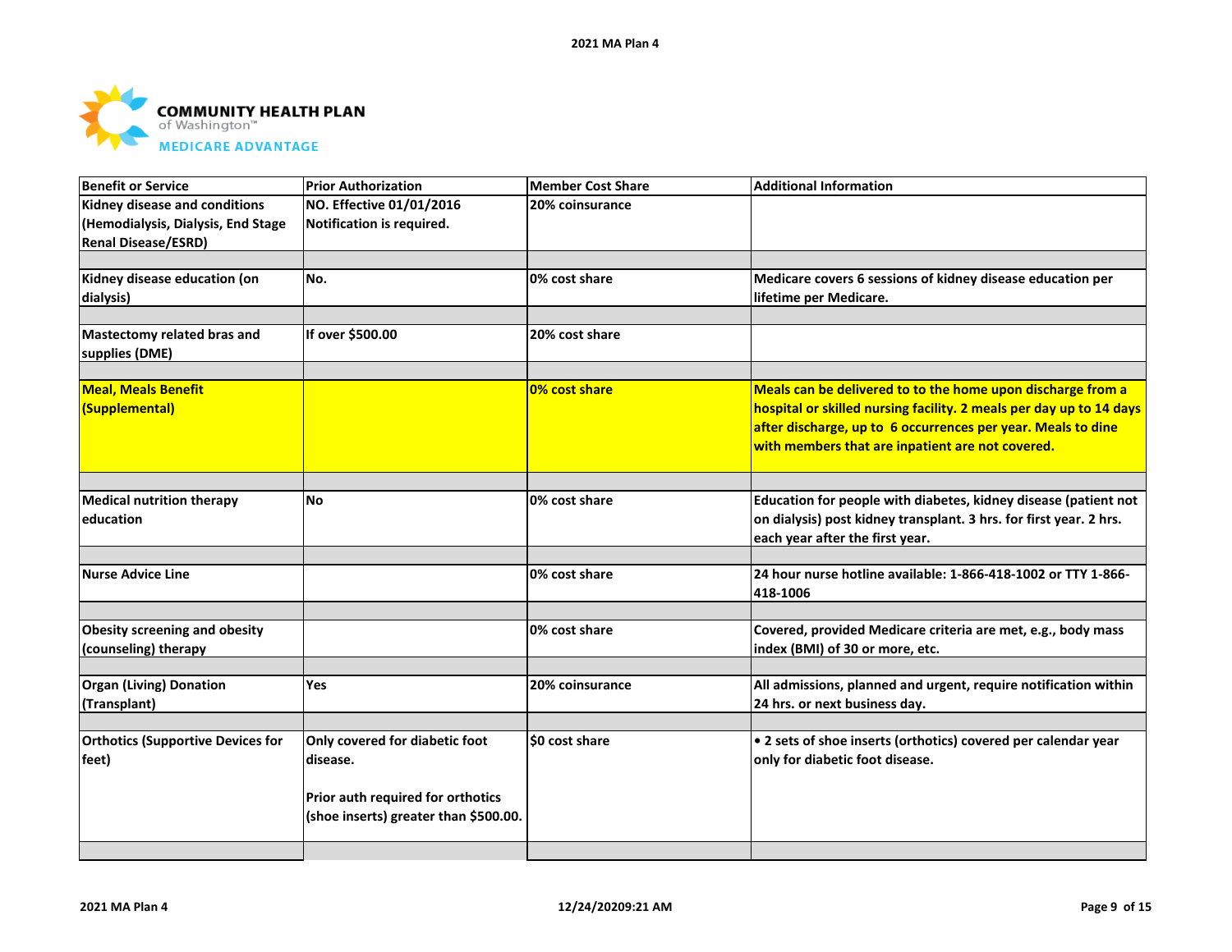COMMUNITY HEALTH PLAN of Washington™ MEDICARE ADVANTAGE

| Benefit or Service | Prior Authorization | Member Cost Share | Additional Information |
|---|---|---|---|
| Kidney disease and conditions (Hemodialysis, Dialysis, End Stage Renal Disease/ESRD) | NO. Effective 01/01/2016 Notification is required. | 20% coinsurance | |
| Kidney disease education (on dialysis) | No. | 0% cost share | Medicare covers 6 sessions of kidney disease education per lifetime per Medicare. |
| Mastectomy related bras and supplies (DME) | If over $500.00 | 20% cost share | |
| Meal, Meals Benefit (Supplemental) | | 0% cost share | Meals can be delivered to to the home upon discharge from a hospital or skilled nursing facility. 2 meals per day up to 14 days after discharge, up to 6 occurrences per year. Meals to dine with members that are inpatient are not covered. |
| Medical nutrition therapy education | No | 0% cost share | Education for people with diabetes, kidney disease (patient not on dialysis) post kidney transplant. 3 hrs. for first year. 2 hrs. each year after the first year. |
| Nurse Advice Line | | 0% cost share | 24 hour nurse hotline available: 1-866-418-1002 or TTY 1-866-418-1006 |
| Obesity screening and obesity (counseling) therapy | | 0% cost share | Covered, provided Medicare criteria are met, e.g., body mass index (BMI) of 30 or more, etc. |
| Organ (Living) Donation (Transplant) | Yes | 20% coinsurance | All admissions, planned and urgent, require notification within 24 hrs. or next business day. |
| Orthotics (Supportive Devices for feet) | Only covered for diabetic foot disease.<br><br>Prior auth required for orthotics (shoe inserts) greater than $500.00. | $0 cost share | • 2 sets of shoe inserts (orthotics) covered per calendar year only for diabetic foot disease. |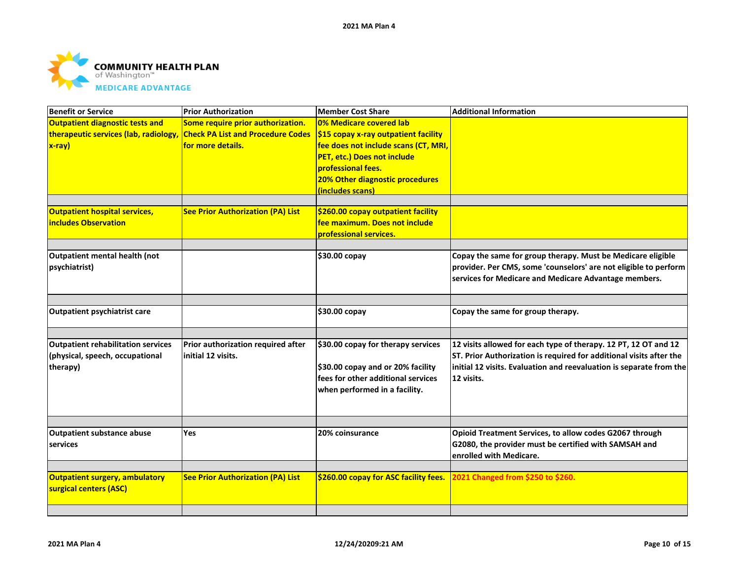COMMUNITY HEALTH PLAN of Washington™

MEDICARE ADVANTAGE

| Benefit or Service | Prior Authorization | Member Cost Share | Additional Information |
|---|---|---|---|
| **Outpatient diagnostic tests and therapeutic services (lab, radiology, x-ray)** | **Some require prior authorization. Check PA List and Procedure Codes for more details.** | **0% Medicare covered lab**<br>**$15 copay x-ray outpatient facility fee does not include scans (CT, MRI, PET, etc.) Does not include professional fees.**<br>**20% Other diagnostic procedures (includes scans)** | |
| | | | |
| **Outpatient hospital services, includes Observation** | **See Prior Authorization (PA) List** | **$260.00 copay outpatient facility fee maximum. Does not include professional services.** | |
| | | | |
| Outpatient mental health (not psychiatrist) | | $30.00 copay | Copay the same for group therapy. Must be Medicare eligible provider. Per CMS, some 'counselors' are not eligible to perform services for Medicare and Medicare Advantage members. |
| | | | |
| Outpatient psychiatrist care | | $30.00 copay | Copay the same for group therapy. |
| | | | |
| Outpatient rehabilitation services (physical, speech, occupational therapy) | Prior authorization required after initial 12 visits. | $30.00 copay for therapy services<br><br>$30.00 copay and or 20% facility fees for other additional services when performed in a facility. | 12 visits allowed for each type of therapy. 12 PT, 12 OT and 12 ST. Prior Authorization is required for additional visits after the initial 12 visits. Evaluation and reevaluation is separate from the 12 visits. |
| | | | |
| Outpatient substance abuse services | Yes | 20% coinsurance | Opioid Treatment Services, to allow codes G2067 through G2080, the provider must be certified with SAMSAH and enrolled with Medicare. |
| | | | |
| **Outpatient surgery, ambulatory surgical centers (ASC)** | **See Prior Authorization (PA) List** | **$260.00 copay for ASC facility fees.** | **2021 Changed from $250 to $260.** |
| | | | |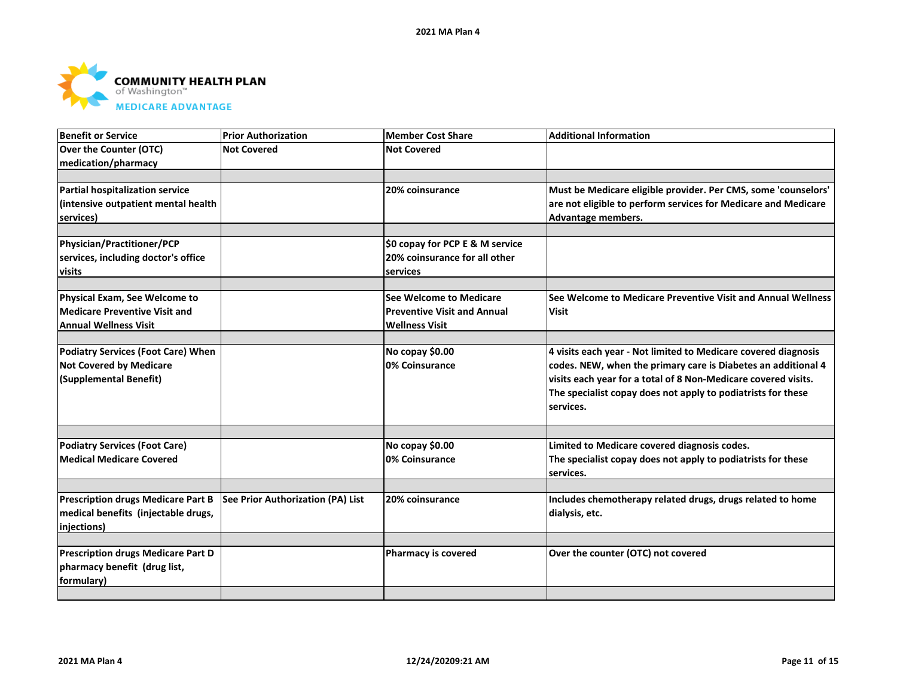| Benefit or Service | Prior Authorization | Member Cost Share | Additional Information |
|---|---|---|---|
| Over the Counter (OTC) medication/pharmacy | Not Covered | Not Covered | |
| | | | |
| Partial hospitalization service (intensive outpatient mental health services) | | 20% coinsurance | Must be Medicare eligible provider. Per CMS, some 'counselors' are not eligible to perform services for Medicare and Medicare Advantage members. |
| | | | |
| Physician/Practitioner/PCP services, including doctor's office visits | | $0 copay for PCP E & M service<br>20% coinsurance for all other services | |
| | | | |
| Physical Exam, See Welcome to Medicare Preventive Visit and Annual Wellness Visit | | See Welcome to Medicare Preventive Visit and Annual Wellness Visit | See Welcome to Medicare Preventive Visit and Annual Wellness Visit |
| | | | |
| Podiatry Services (Foot Care) When Not Covered by Medicare (Supplemental Benefit) | | No copay $0.00<br>0% Coinsurance | 4 visits each year - Not limited to Medicare covered diagnosis codes. NEW, when the primary care is Diabetes an additional 4 visits each year for a total of 8 Non-Medicare covered visits. The specialist copay does not apply to podiatrists for these services. |
| | | | |
| Podiatry Services (Foot Care) Medical Medicare Covered | | No copay $0.00<br>0% Coinsurance | Limited to Medicare covered diagnosis codes.<br>The specialist copay does not apply to podiatrists for these services. |
| | | | |
| Prescription drugs Medicare Part B medical benefits (injectable drugs, injections) | See Prior Authorization (PA) List | 20% coinsurance | Includes chemotherapy related drugs, drugs related to home dialysis, etc. |
| | | | |
| Prescription drugs Medicare Part D pharmacy benefit (drug list, formulary) | | Pharmacy is covered | Over the counter (OTC) not covered |
| | | | |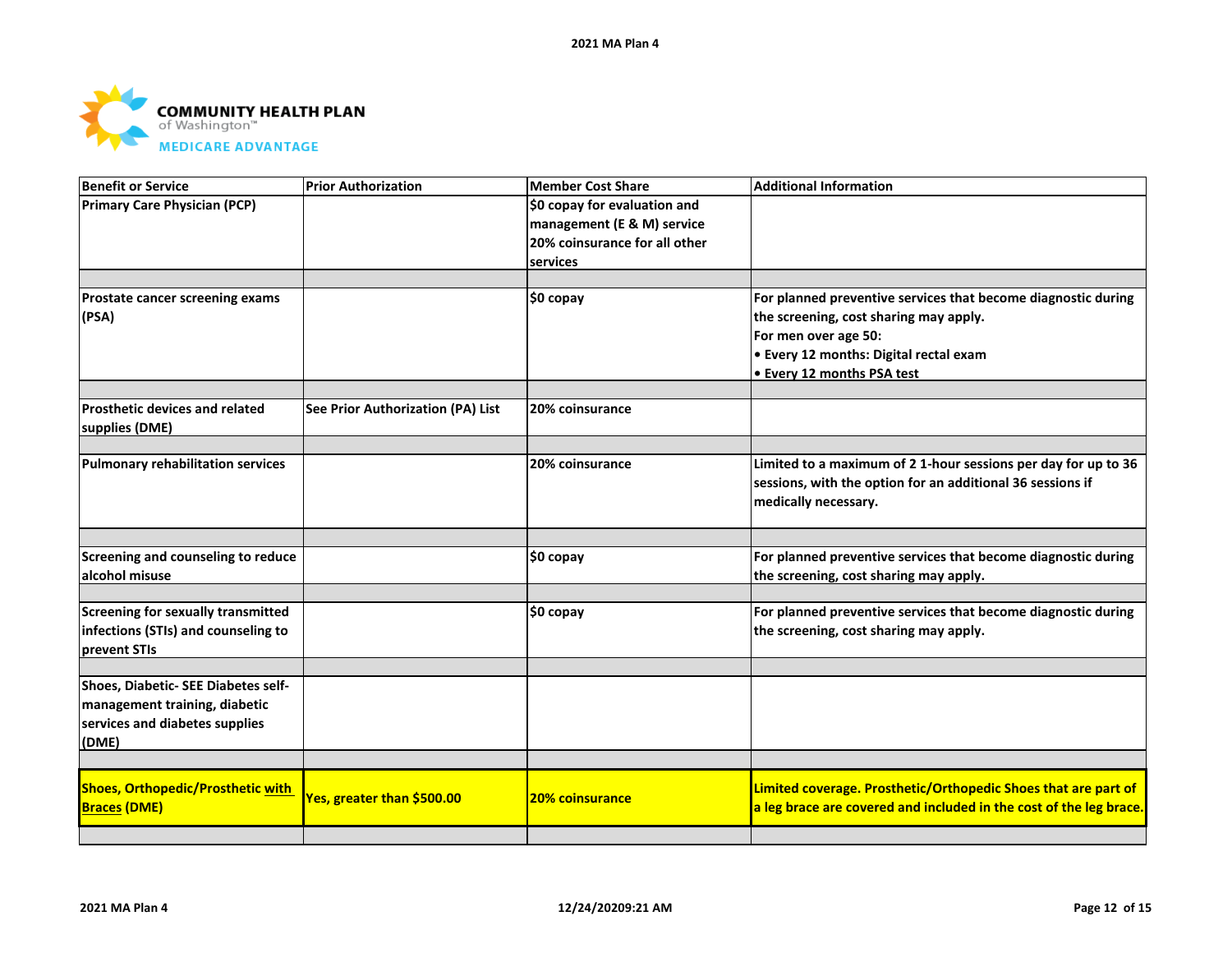COMMUNITY HEALTH PLAN of Washington™ MEDICARE ADVANTAGE

| Benefit or Service | Prior Authorization | Member Cost Share | Additional Information |
|---|---|---|---|
| Primary Care Physician (PCP) | | $0 copay for evaluation and management (E & M) service<br>20% coinsurance for all other services | |
| Prostate cancer screening exams (PSA) | | $0 copay | For planned preventive services that become diagnostic during the screening, cost sharing may apply.<br>For men over age 50:<br>• Every 12 months: Digital rectal exam<br>• Every 12 months PSA test |
| Prosthetic devices and related supplies (DME) | See Prior Authorization (PA) List | 20% coinsurance | |
| Pulmonary rehabilitation services | | 20% coinsurance | Limited to a maximum of 2 1-hour sessions per day for up to 36 sessions, with the option for an additional 36 sessions if medically necessary. |
| Screening and counseling to reduce alcohol misuse | | $0 copay | For planned preventive services that become diagnostic during the screening, cost sharing may apply. |
| Screening for sexually transmitted infections (STIs) and counseling to prevent STIs | | $0 copay | For planned preventive services that become diagnostic during the screening, cost sharing may apply. |
| Shoes, Diabetic- SEE Diabetes self-management training, diabetic services and diabetes supplies (DME) | | | |
| Shoes, Orthopedic/Prosthetic with Braces (DME) | Yes, greater than $500.00 | 20% coinsurance | Limited coverage. Prosthetic/Orthopedic Shoes that are part of a leg brace are covered and included in the cost of the leg brace. |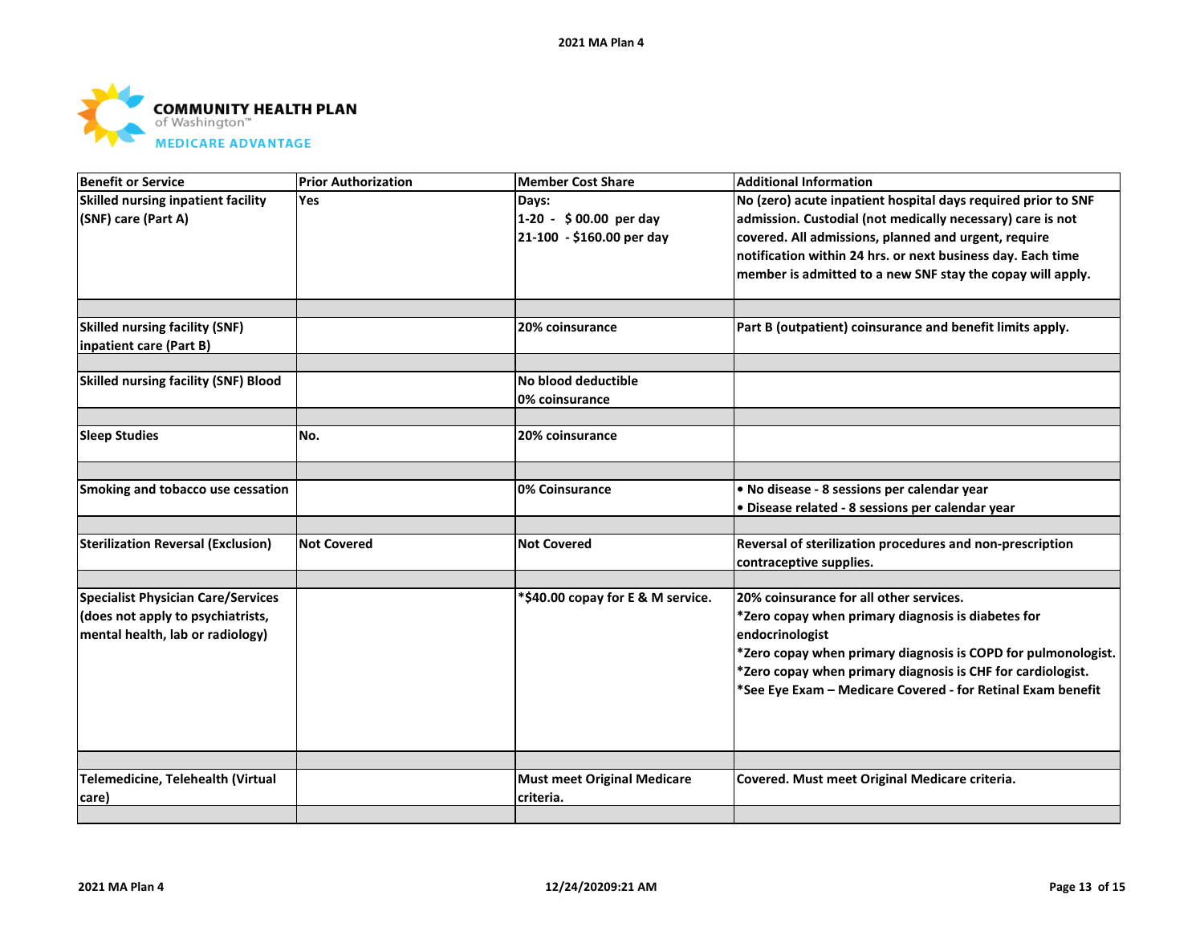**COMMUNITY HEALTH PLAN** of Washington™ **MEDICARE ADVANTAGE**

| Benefit or Service | Prior Authorization | Member Cost Share | Additional Information |
|---|---|---|---|
| Skilled nursing inpatient facility (SNF) care (Part A) | Yes | Days:<br>1-20 - $ 00.00 per day<br>21-100 - $160.00 per day | No (zero) acute inpatient hospital days required prior to SNF admission. Custodial (not medically necessary) care is not covered. All admissions, planned and urgent, require notification within 24 hrs. or next business day. Each time member is admitted to a new SNF stay the copay will apply. |
| Skilled nursing facility (SNF) inpatient care (Part B) | | 20% coinsurance | Part B (outpatient) coinsurance and benefit limits apply. |
| Skilled nursing facility (SNF) Blood | | No blood deductible<br>0% coinsurance | |
| Sleep Studies | No. | 20% coinsurance | |
| Smoking and tobacco use cessation | | 0% Coinsurance | • No disease - 8 sessions per calendar year<br>• Disease related - 8 sessions per calendar year |
| Sterilization Reversal (Exclusion) | Not Covered | Not Covered | Reversal of sterilization procedures and non-prescription contraceptive supplies. |
| Specialist Physician Care/Services (does not apply to psychiatrists, mental health, lab or radiology) | | *$40.00 copay for E & M service. | 20% coinsurance for all other services.<br>*Zero copay when primary diagnosis is diabetes for endocrinologist<br>*Zero copay when primary diagnosis is COPD for pulmonologist.<br>*Zero copay when primary diagnosis is CHF for cardiologist.<br>*See Eye Exam – Medicare Covered - for Retinal Exam benefit |
| Telemedicine, Telehealth (Virtual care) | | Must meet Original Medicare criteria. | Covered. Must meet Original Medicare criteria. |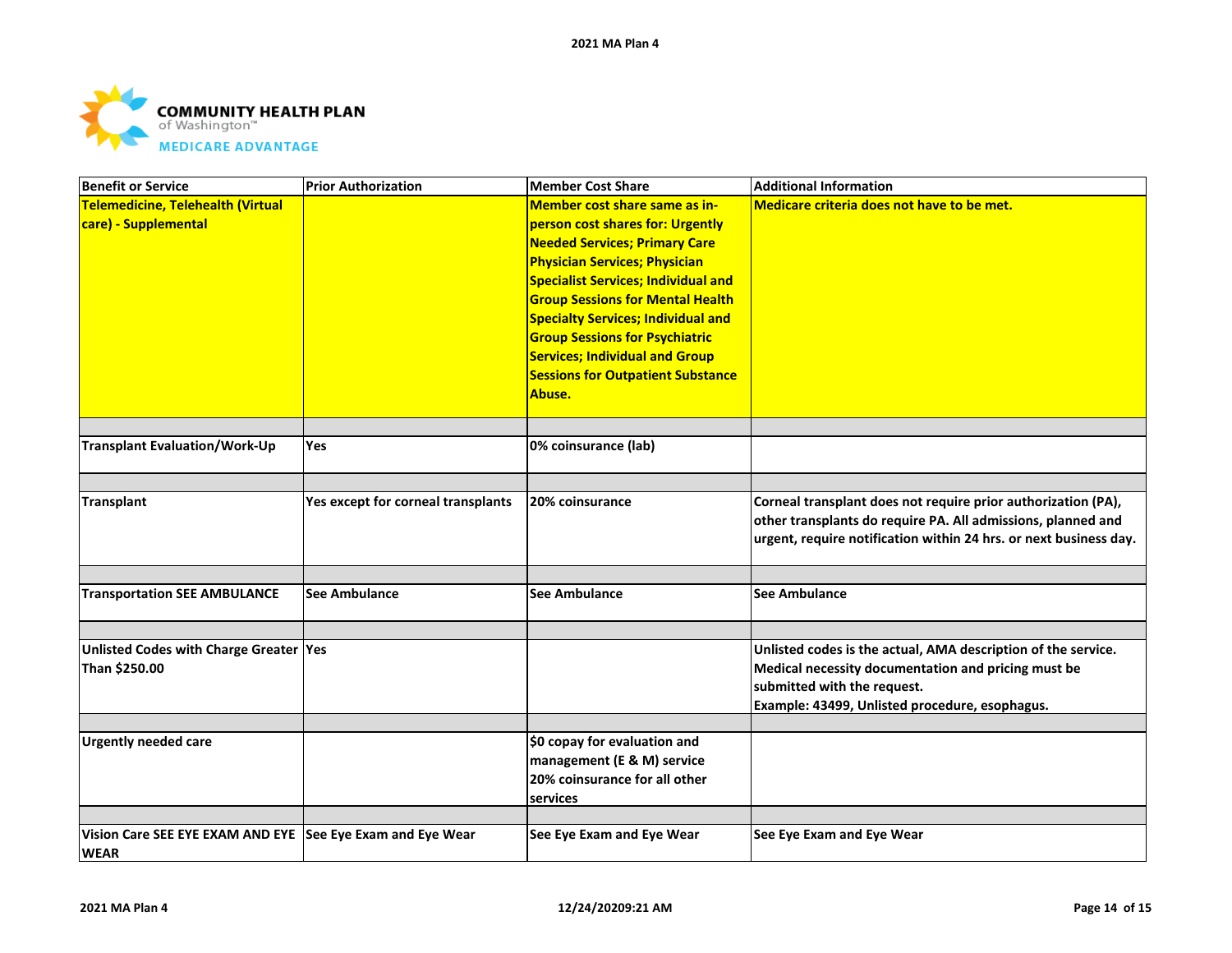COMMUNITY HEALTH PLAN of Washington™ MEDICARE ADVANTAGE

| Benefit or Service | Prior Authorization | Member Cost Share | Additional Information |
|---|---|---|---|
| Telemedicine, Telehealth (Virtual care) - Supplemental | | Member cost share same as in-person cost shares for: Urgently Needed Services; Primary Care Physician Services; Physician Specialist Services; Individual and Group Sessions for Mental Health Specialty Services; Individual and Group Sessions for Psychiatric Services; Individual and Group Sessions for Outpatient Substance Abuse. | Medicare criteria does not have to be met. |
| | | | |
| Transplant Evaluation/Work-Up | Yes | 0% coinsurance (lab) | |
| | | | |
| Transplant | Yes except for corneal transplants | 20% coinsurance | Corneal transplant does not require prior authorization (PA), other transplants do require PA. All admissions, planned and urgent, require notification within 24 hrs. or next business day. |
| | | | |
| Transportation SEE AMBULANCE | See Ambulance | See Ambulance | See Ambulance |
| | | | |
| Unlisted Codes with Charge Greater Than $250.00 | Yes | | Unlisted codes is the actual, AMA description of the service. Medical necessity documentation and pricing must be submitted with the request.<br>Example: 43499, Unlisted procedure, esophagus. |
| | | | |
| Urgently needed care | | $0 copay for evaluation and management (E & M) service<br>20% coinsurance for all other services | |
| | | | |
| Vision Care SEE EYE EXAM AND EYE WEAR | See Eye Exam and Eye Wear | See Eye Exam and Eye Wear | See Eye Exam and Eye Wear |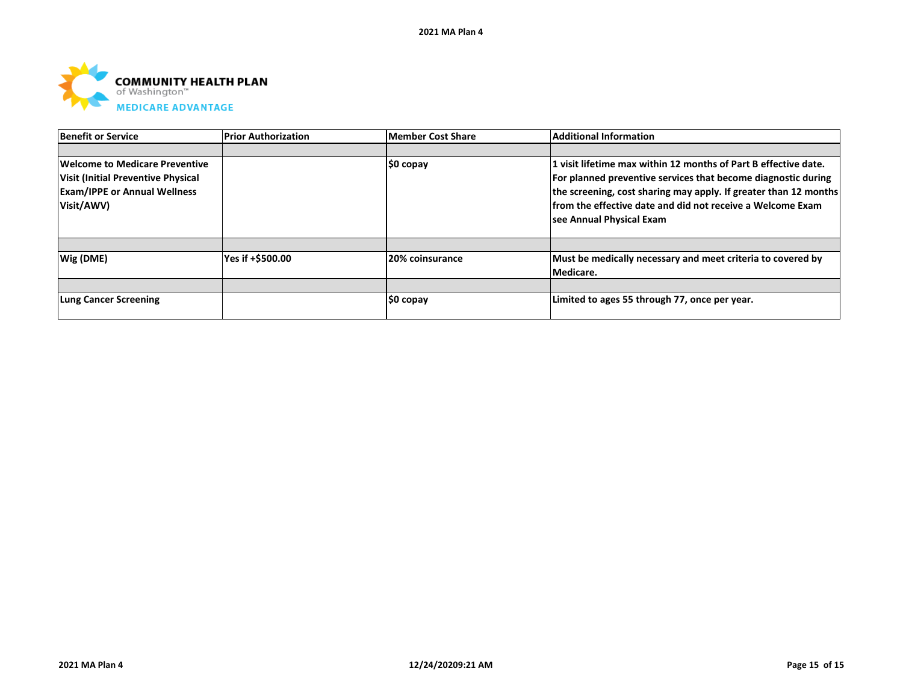COMMUNITY HEALTH PLAN of Washington™ MEDICARE ADVANTAGE

| Benefit or Service | Prior Authorization | Member Cost Share | Additional Information |
|---|---|---|---|
| | | | |
| **Welcome to Medicare Preventive Visit (Initial Preventive Physical Exam/IPPE or Annual Wellness Visit/AWV)** | | $0 copay | 1 visit lifetime max within 12 months of Part B effective date. For planned preventive services that become diagnostic during the screening, cost sharing may apply. If greater than 12 months from the effective date and did not receive a Welcome Exam see Annual Physical Exam |
| | | | |
| **Wig (DME)** | Yes if +$500.00 | 20% coinsurance | Must be medically necessary and meet criteria to covered by Medicare. |
| | | | |
| **Lung Cancer Screening** | | $0 copay | Limited to ages 55 through 77, once per year. |